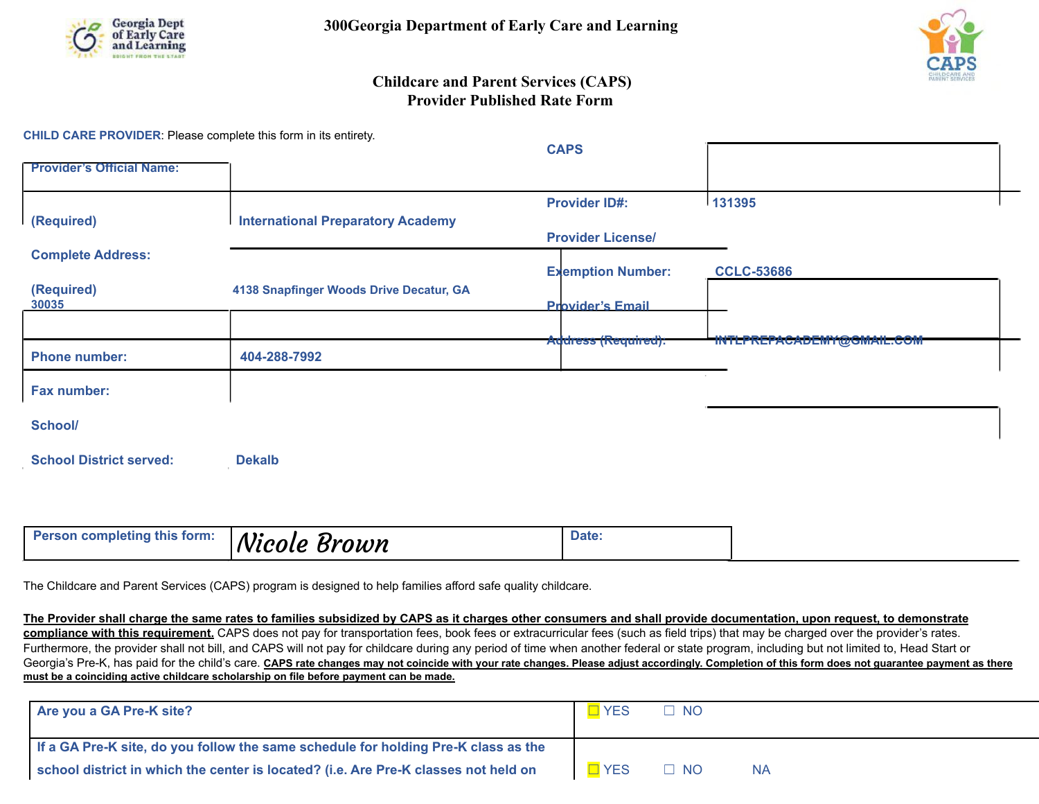# 300Georgia Department of Early Care and Learning

## Childcare and Parent Services (CAPS)
## Provider Published Rate Form

**CHILD CARE PROVIDER**: Please complete this form in its entirety.

| | | | |
|---|---|---|---|
| **Provider's Official Name: (Required)** | **International Preparatory Academy** | **CAPS Provider ID#:** | **131395** |
| **Complete Address: (Required)** | **4138 Snapfinger Woods Drive Decatur, GA 30035** | **Provider License/ Exemption Number:** | **CCLC-53686** |
| | | **Provider's Email Address (Required):** | **INTLPREPACADEMY@GMAIL.COM** |
| **Phone number:** | **404-288-7992** | | |
| **Fax number:** | | | |
| **School/ School District served:** | **Dekalb** | | |

| | | | |
|---|---|---|---|
| **Person completing this form:** | *Nicole Brown* | **Date:** | |

The Childcare and Parent Services (CAPS) program is designed to help families afford safe quality childcare.

**The Provider shall charge the same rates to families subsidized by CAPS as it charges other consumers and shall provide documentation, upon request, to demonstrate compliance with this requirement.** CAPS does not pay for transportation fees, book fees or extracurricular fees (such as field trips) that may be charged over the provider's rates. Furthermore, the provider shall not bill, and CAPS will not pay for childcare during any period of time when another federal or state program, including but not limited to, Head Start or Georgia's Pre-K, has paid for the child's care. **CAPS rate changes may not coincide with your rate changes. Please adjust accordingly. Completion of this form does not guarantee payment as there must be a coinciding active childcare scholarship on file before payment can be made.**

| | |
|---|---|
| **Are you a GA Pre-K site?** | ☐ YES ☐ NO |
| **If a GA Pre-K site, do you follow the same schedule for holding Pre-K class as the school district in which the center is located? (i.e. Are Pre-K classes not held on** | ☐ YES ☐ NO NA |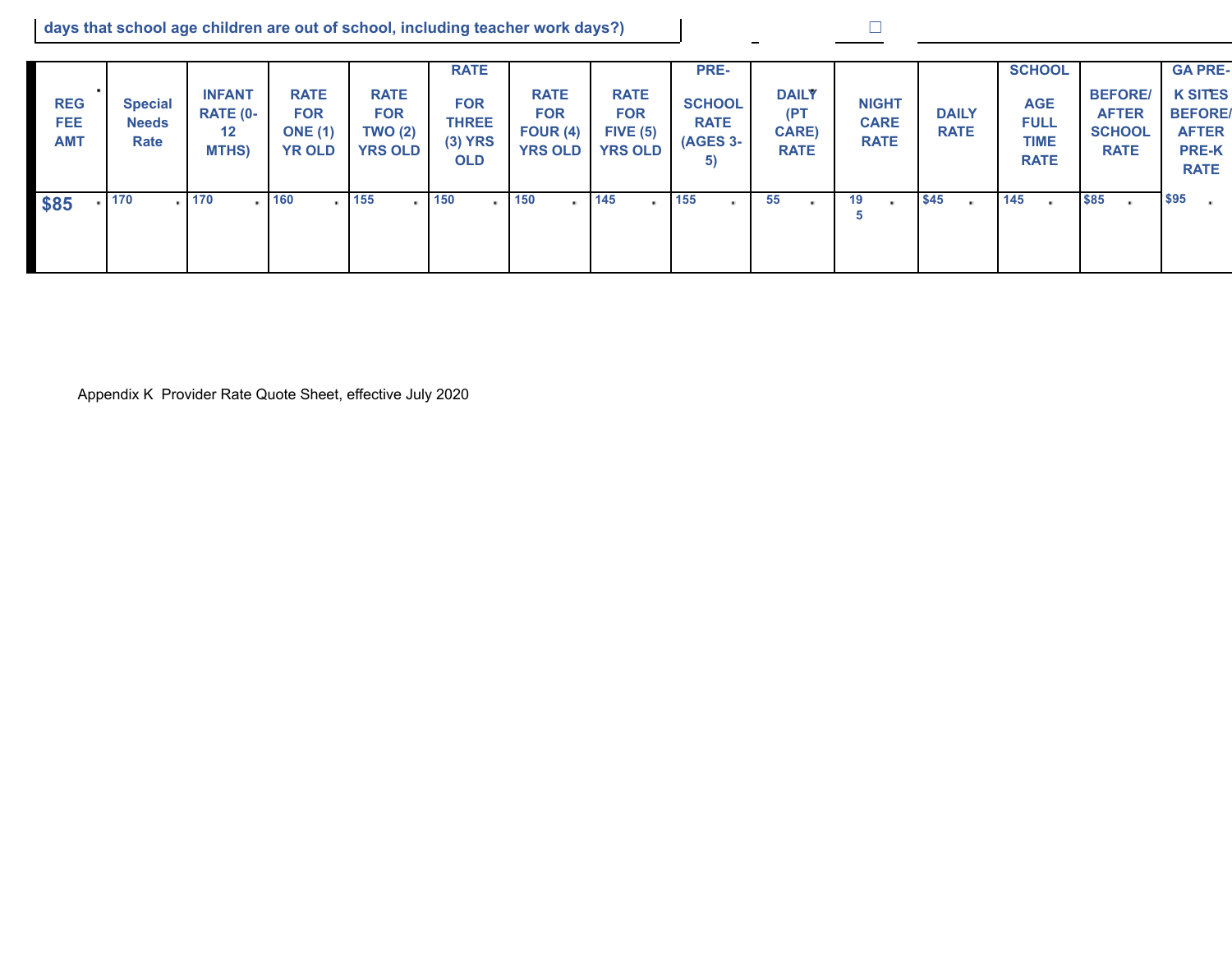days that school age children are out of school, including teacher work days?) ☐

| REG FEE AMT | Special Needs Rate | INFANT RATE (0-12 MTHS) | RATE FOR ONE (1) YR OLD | RATE FOR TWO (2) YRS OLD | RATE FOR THREE (3) YRS OLD | RATE FOR FOUR (4) YRS OLD | RATE FOR FIVE (5) YRS OLD | PRE-SCHOOL RATE (AGES 3-5) | DAILY (PT CARE) RATE | NIGHT CARE RATE | DAILY RATE | SCHOOL AGE FULL TIME RATE | BEFORE/ AFTER SCHOOL RATE | GA PRE-K SITES BEFORE/ AFTER PRE-K RATE |
|---|---|---|---|---|---|---|---|---|---|---|---|---|---|---|
| $85 | 170 | 170 | 160 | 155 | 150 | 150 | 145 | 155 | 55 | 195 | $45 | 145 | $85 | $95 |

Appendix K Provider Rate Quote Sheet, effective July 2020